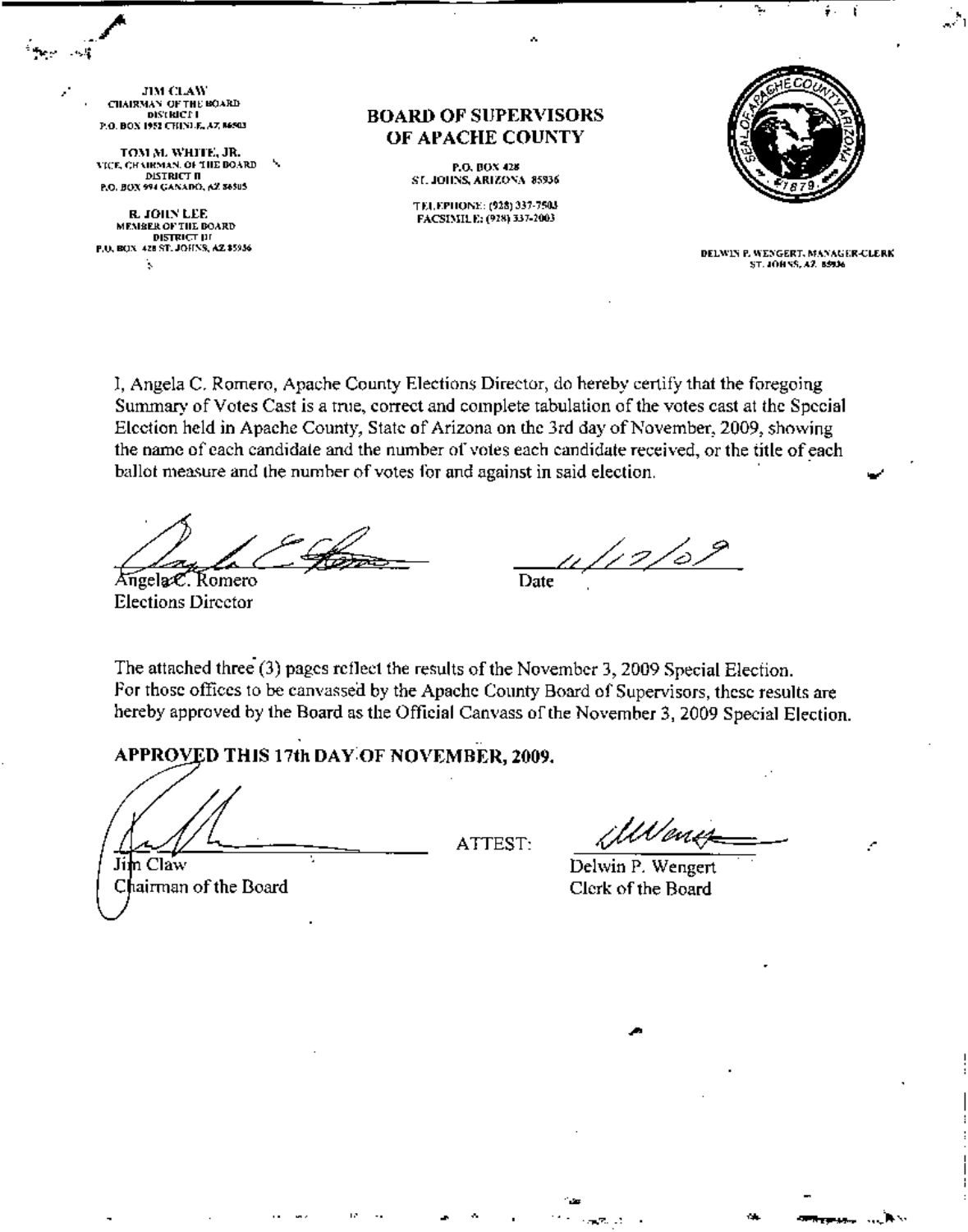JIM CLAW
CHAIRMAN OF THE BOARD
DISTRICT I
P.O. BOX 1952 CHINLE, AZ 86503

TOM M. WHITE, JR.
VICE CHAIRMAN OF THE BOARD
DISTRICT II
P.O. BOX 994 GANADO, AZ 86505

R. JOHN LEE
MEMBER OF THE BOARD
DISTRICT III
P.O. BOX 428 ST. JOHNS, AZ 85936

# BOARD OF SUPERVISORS OF APACHE COUNTY

P.O. BOX 428
ST. JOHNS, ARIZONA 85936

TELEPHONE: (928) 337-7503
FACSIMILE: (928) 337-2003

SEAL OF APACHE COUNTY ARIZONA 1879

DELWIN P. WENGERT, MANAGER-CLERK
ST. JOHNS, AZ 85936

I, Angela C. Romero, Apache County Elections Director, do hereby certify that the foregoing Summary of Votes Cast is a true, correct and complete tabulation of the votes cast at the Special Election held in Apache County, State of Arizona on the 3rd day of November, 2009, showing the name of each candidate and the number of votes each candidate received, or the title of each ballot measure and the number of votes for and against in said election.

Angela C. Romero
Elections Director

Date: 11/17/09

The attached three (3) pages reflect the results of the November 3, 2009 Special Election. For those offices to be canvassed by the Apache County Board of Supervisors, these results are hereby approved by the Board as the Official Canvass of the November 3, 2009 Special Election.

**APPROVED THIS 17th DAY OF NOVEMBER, 2009.**

Jim Claw
Chairman of the Board

ATTEST:

Delwin P. Wengert
Clerk of the Board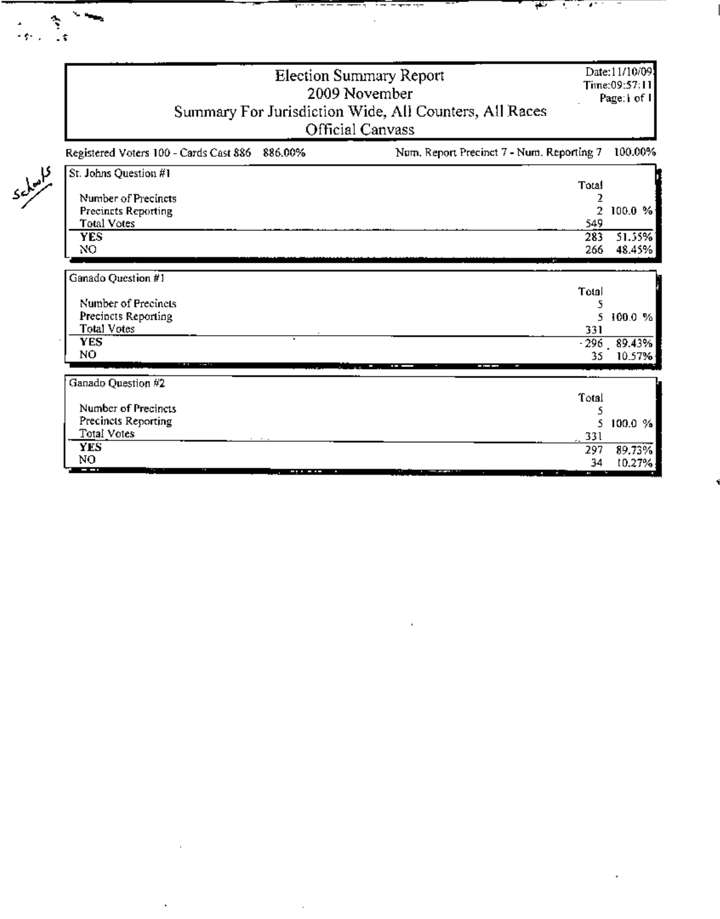# Election Summary Report

## 2009 November

### Summary For Jurisdiction Wide, All Counters, All Races

### Official Canvass

Date:11/10/09
Time:09:57:11
Page:1 of 1

Registered Voters 100 - Cards Cast 886 886.00% Num. Report Precinct 7 - Num. Reporting 7 100.00%

Schools

**St. Johns Question #1**

| | Total | |
|---|---|---|
| Number of Precincts | 2 | |
| Precincts Reporting | 2 | 100.0 % |
| Total Votes | 549 | |
| **YES** | 283 | 51.55% |
| NO | 266 | 48.45% |

**Ganado Question #1**

| | Total | |
|---|---|---|
| Number of Precincts | 5 | |
| Precincts Reporting | 5 | 100.0 % |
| Total Votes | 331 | |
| **YES** | 296 | 89.43% |
| NO | 35 | 10.57% |

**Ganado Question #2**

| | Total | |
|---|---|---|
| Number of Precincts | 5 | |
| Precincts Reporting | 5 | 100.0 % |
| Total Votes | 331 | |
| **YES** | 297 | 89.73% |
| NO | 34 | 10.27% |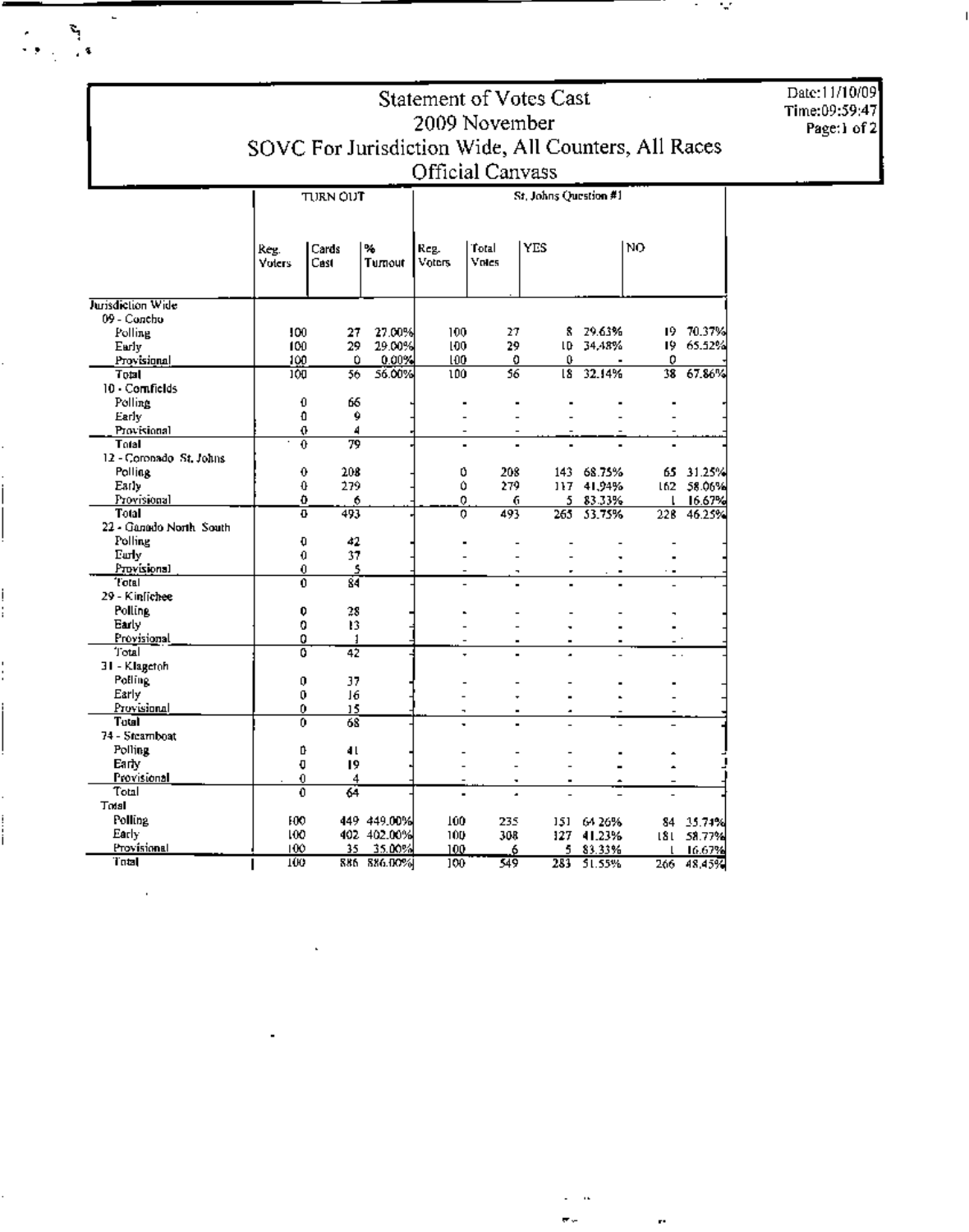# Statement of Votes Cast
## 2009 November
## SOVC For Jurisdiction Wide, All Counters, All Races
## Official Canvass

Date:11/10/09
Time:09:59:47

| | TURN OUT | | | St. Johns Question #1 | | | | | |
|---|---|---|---|---|---|---|---|---|---|
| | Reg. Voters | Cards Cast | % Turnout | Reg. Voters | Total Votes | YES | | NO | |
| **Jurisdiction Wide** | | | | | | | | | |
| 09 - Concho | | | | | | | | | |
| Polling | 100 | 27 | 27.00% | 100 | 27 | 8 | 29.63% | 19 | 70.37% |
| Early | 100 | 29 | 29.00% | 100 | 29 | 10 | 34.48% | 19 | 65.52% |
| Provisional | 100 | 0 | 0.00% | 100 | 0 | 0 | - | 0 | - |
| Total | 100 | 56 | 56.00% | 100 | 56 | 18 | 32.14% | 38 | 67.86% |
| 10 - Cornfields | | | | | | | | | |
| Polling | 0 | 66 | - | - | - | - | - | - | - |
| Early | 0 | 9 | - | - | - | - | - | - | - |
| Provisional | 0 | 4 | - | - | - | - | - | - | - |
| Total | 0 | 79 | - | - | - | - | - | - | - |
| 12 - Coronado St. Johns | | | | | | | | | |
| Polling | 0 | 208 | - | 0 | 208 | 143 | 68.75% | 65 | 31.25% |
| Early | 0 | 279 | - | 0 | 279 | 117 | 41.94% | 162 | 58.06% |
| Provisional | 0 | 6 | - | 0 | 6 | 5 | 83.33% | 1 | 16.67% |
| Total | 0 | 493 | - | 0 | 493 | 265 | 53.75% | 228 | 46.25% |
| 22 - Ganado North South | | | | | | | | | |
| Polling | 0 | 42 | - | - | - | - | - | - | - |
| Early | 0 | 37 | - | - | - | - | - | - | - |
| Provisional | 0 | 5 | - | - | - | - | - | - | - |
| Total | 0 | 84 | - | - | - | - | - | - | - |
| 29 - Kinlichee | | | | | | | | | |
| Polling | 0 | 28 | - | - | - | - | - | - | - |
| Early | 0 | 13 | - | - | - | - | - | - | - |
| Provisional | 0 | 1 | - | - | - | - | - | - | - |
| Total | 0 | 42 | - | - | - | - | - | - | - |
| 31 - Klagetoh | | | | | | | | | |
| Polling | 0 | 37 | - | - | - | - | - | - | - |
| Early | 0 | 16 | - | - | - | - | - | - | - |
| Provisional | 0 | 15 | - | - | - | - | - | - | - |
| Total | 0 | 68 | - | - | - | - | - | - | - |
| 74 - Steamboat | | | | | | | | | |
| Polling | 0 | 41 | - | - | - | - | - | - | - |
| Early | 0 | 19 | - | - | - | - | - | - | - |
| Provisional | 0 | 4 | - | - | - | - | - | - | - |
| Total | 0 | 64 | - | - | - | - | - | - | - |
| **Total** | | | | | | | | | |
| Polling | 100 | 449 | 449.00% | 100 | 235 | 151 | 64.26% | 84 | 35.74% |
| Early | 100 | 402 | 402.00% | 100 | 308 | 127 | 41.23% | 181 | 58.77% |
| Provisional | 100 | 35 | 35.00% | 100 | 6 | 5 | 83.33% | 1 | 16.67% |
| Total | 100 | 886 | 886.00% | 100 | 549 | 283 | 51.55% | 266 | 48.45% |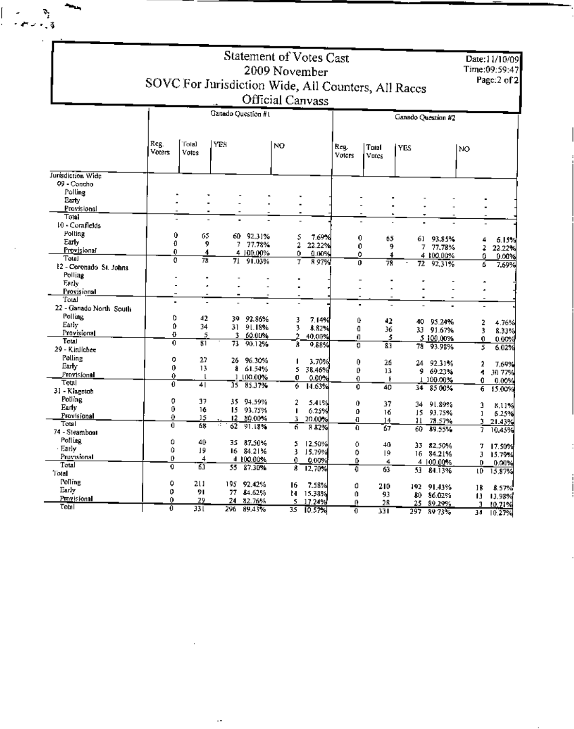# Statement of Votes Cast

## 2009 November

## SOVC For Jurisdiction Wide, All Counters, All Races

## Official Canvass

Date:11/10/09
Time:09:59:47

| | Ganado Question #1 | | | | | | Ganado Question #2 | | | | | |
|---|---|---|---|---|---|---|---|---|---|---|---|---|
| | Reg. Voters | Total Votes | YES | | NO | | Reg. Voters | Total Votes | YES | | NO | |
| **Jurisdiction Wide** | | | | | | | | | | | | |
| 09 - Concho | | | | | | | | | | | | |
| Polling | - | - | - | - | - | - | - | - | - | - | - | - |
| Early | - | - | - | - | - | - | - | - | - | - | - | - |
| Provisional | - | - | - | - | - | - | - | - | - | - | - | - |
| Total | - | - | - | - | - | - | - | - | - | - | - | - |
| 10 - Cornfields | | | | | | | | | | | | |
| Polling | 0 | 65 | 60 | 92.31% | 5 | 7.69% | 0 | 65 | 61 | 93.85% | 4 | 6.15% |
| Early | 0 | 9 | 7 | 77.78% | 2 | 22.22% | 0 | 9 | 7 | 77.78% | 2 | 22.22% |
| Provisional | 0 | 4 | 4 | 100.00% | 0 | 0.00% | 0 | 4 | 4 | 100.00% | 0 | 0.00% |
| Total | 0 | 78 | 71 | 91.03% | 7 | 8.97% | 0 | 78 | 72 | 92.31% | 6 | 7.69% |
| 12 - Coronado St. Johns | | | | | | | | | | | | |
| Polling | - | - | - | - | - | - | - | - | - | - | - | - |
| Early | - | - | - | - | - | - | - | - | - | - | - | - |
| Provisional | - | - | - | - | - | - | - | - | - | - | - | - |
| Total | - | - | - | - | - | - | - | - | - | - | - | - |
| 22 - Ganado North South | | | | | | | | | | | | |
| Polling | 0 | 42 | 39 | 92.86% | 3 | 7.14% | 0 | 42 | 40 | 95.24% | 2 | 4.76% |
| Early | 0 | 34 | 31 | 91.18% | 3 | 8.82% | 0 | 36 | 33 | 91.67% | 3 | 8.33% |
| Provisional | 0 | 5 | 3 | 60.00% | 2 | 40.00% | 0 | 5 | 5 | 100.00% | 0 | 0.00% |
| Total | 0 | 81 | 73 | 90.12% | 8 | 9.88% | 0 | 83 | 78 | 93.98% | 5 | 6.02% |
| 29 - Kinlichee | | | | | | | | | | | | |
| Polling | 0 | 27 | 26 | 96.30% | 1 | 3.70% | 0 | 26 | 24 | 92.31% | 2 | 7.69% |
| Early | 0 | 13 | 8 | 61.54% | 5 | 38.46% | 0 | 13 | 9 | 69.23% | 4 | 30.77% |
| Provisional | 0 | 1 | 1 | 100.00% | 0 | 0.00% | 0 | 1 | 1 | 100.00% | 0 | 0.00% |
| Total | 0 | 41 | 35 | 85.37% | 6 | 14.63% | 0 | 40 | 34 | 85.00% | 6 | 15.00% |
| 31 - Klagetoh | | | | | | | | | | | | |
| Polling | 0 | 37 | 35 | 94.59% | 2 | 5.41% | 0 | 37 | 34 | 91.89% | 3 | 8.11% |
| Early | 0 | 16 | 15 | 93.75% | 1 | 6.25% | 0 | 16 | 15 | 93.75% | 1 | 6.25% |
| Provisional | 0 | 15 | 12 | 80.00% | 3 | 20.00% | 0 | 14 | 11 | 78.57% | 3 | 21.43% |
| Total | 0 | 68 | 62 | 91.18% | 6 | 8.82% | 0 | 67 | 60 | 89.55% | 7 | 10.45% |
| 74 - Steamboat | | | | | | | | | | | | |
| Polling | 0 | 40 | 35 | 87.50% | 5 | 12.50% | 0 | 40 | 33 | 82.50% | 7 | 17.50% |
| Early | 0 | 19 | 16 | 84.21% | 3 | 15.79% | 0 | 19 | 16 | 84.21% | 3 | 15.79% |
| Provisional | 0 | 4 | 4 | 100.00% | 0 | 0.00% | 0 | 4 | 4 | 100.00% | 0 | 0.00% |
| Total | 0 | 63 | 55 | 87.30% | 8 | 12.70% | 0 | 63 | 53 | 84.13% | 10 | 15.87% |
| Total | | | | | | | | | | | | |
| Polling | 0 | 211 | 195 | 92.42% | 16 | 7.58% | 0 | 210 | 192 | 91.43% | 18 | 8.57% |
| Early | 0 | 91 | 77 | 84.62% | 14 | 15.38% | 0 | 93 | 80 | 86.02% | 13 | 13.98% |
| Provisional | 0 | 29 | 24 | 82.76% | 5 | 17.24% | 0 | 28 | 25 | 89.29% | 3 | 10.71% |
| Total | 0 | 331 | 296 | 89.43% | 35 | 10.57% | 0 | 331 | 297 | 89.73% | 34 | 10.27% |